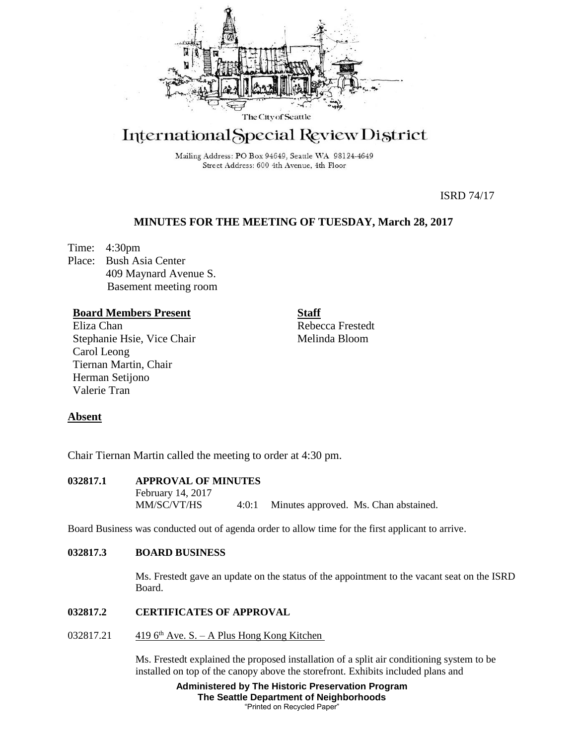The City of Seattle

# International Special Review District

Mailing Address: PO Box 94649, Seattle WA 98124-4649
Street Address: 600 4th Avenue, 4th Floor

ISRD 74/17

## MINUTES FOR THE MEETING OF TUESDAY, March 28, 2017

Time: 4:30pm
Place: Bush Asia Center
409 Maynard Avenue S.
Basement meeting room

**Board Members Present**
Eliza Chan
Stephanie Hsie, Vice Chair
Carol Leong
Tiernan Martin, Chair
Herman Setijono
Valerie Tran

**Staff**
Rebecca Frestedt
Melinda Bloom

**Absent**

Chair Tiernan Martin called the meeting to order at 4:30 pm.

**032817.1 APPROVAL OF MINUTES**

February 14, 2017
MM/SC/VT/HS 4:0:1 Minutes approved. Ms. Chan abstained.

Board Business was conducted out of agenda order to allow time for the first applicant to arrive.

**032817.3 BOARD BUSINESS**

Ms. Frestedt gave an update on the status of the appointment to the vacant seat on the ISRD Board.

**032817.2 CERTIFICATES OF APPROVAL**

032817.21 419 6th Ave. S. – A Plus Hong Kong Kitchen

Ms. Frestedt explained the proposed installation of a split air conditioning system to be installed on top of the canopy above the storefront. Exhibits included plans and

**Administered by The Historic Preservation Program**
**The Seattle Department of Neighborhoods**
"Printed on Recycled Paper"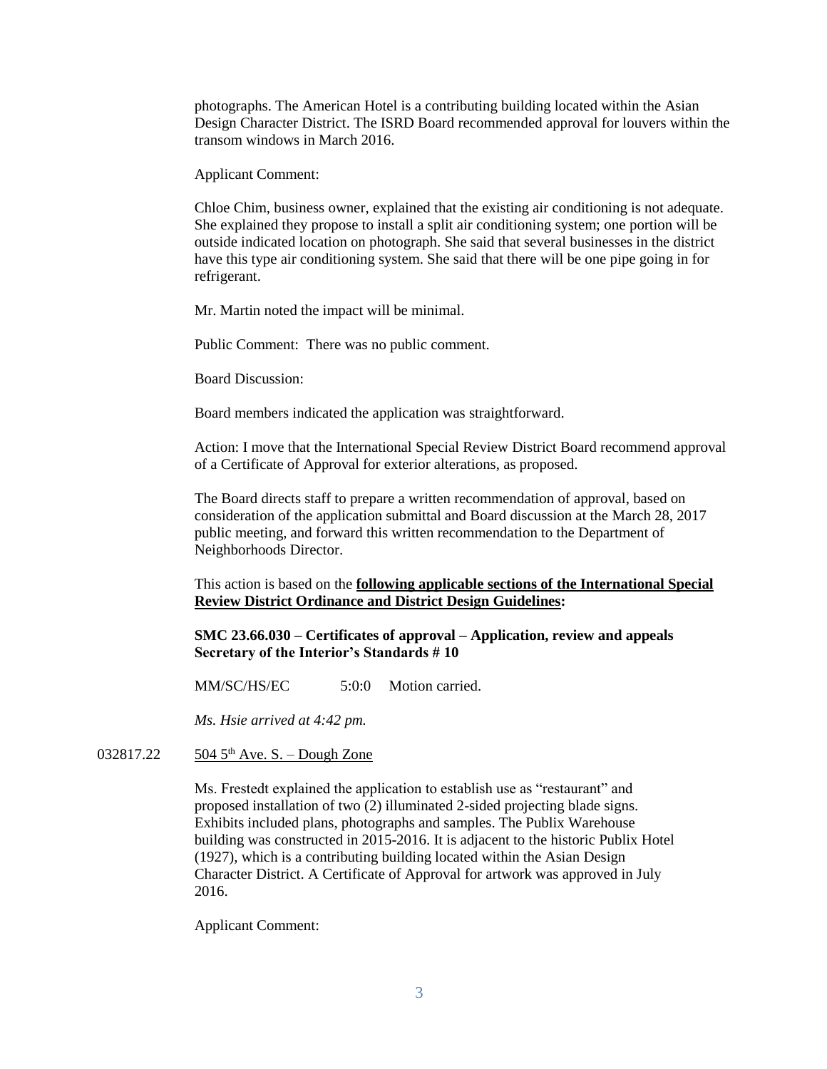photographs. The American Hotel is a contributing building located within the Asian Design Character District. The ISRD Board recommended approval for louvers within the transom windows in March 2016.

Applicant Comment:

Chloe Chim, business owner, explained that the existing air conditioning is not adequate. She explained they propose to install a split air conditioning system; one portion will be outside indicated location on photograph. She said that several businesses in the district have this type air conditioning system. She said that there will be one pipe going in for refrigerant.

Mr. Martin noted the impact will be minimal.

Public Comment: There was no public comment.

Board Discussion:

Board members indicated the application was straightforward.

Action: I move that the International Special Review District Board recommend approval of a Certificate of Approval for exterior alterations, as proposed.

The Board directs staff to prepare a written recommendation of approval, based on consideration of the application submittal and Board discussion at the March 28, 2017 public meeting, and forward this written recommendation to the Department of Neighborhoods Director.

This action is based on the **following applicable sections of the International Special Review District Ordinance and District Design Guidelines:**

**SMC 23.66.030 – Certificates of approval – Application, review and appeals**
**Secretary of the Interior's Standards # 10**

MM/SC/HS/EC 5:0:0 Motion carried.

*Ms. Hsie arrived at 4:42 pm.*

032817.22 504 5th Ave. S. – Dough Zone

Ms. Frestedt explained the application to establish use as "restaurant" and proposed installation of two (2) illuminated 2-sided projecting blade signs. Exhibits included plans, photographs and samples. The Publix Warehouse building was constructed in 2015-2016. It is adjacent to the historic Publix Hotel (1927), which is a contributing building located within the Asian Design Character District. A Certificate of Approval for artwork was approved in July 2016.

Applicant Comment: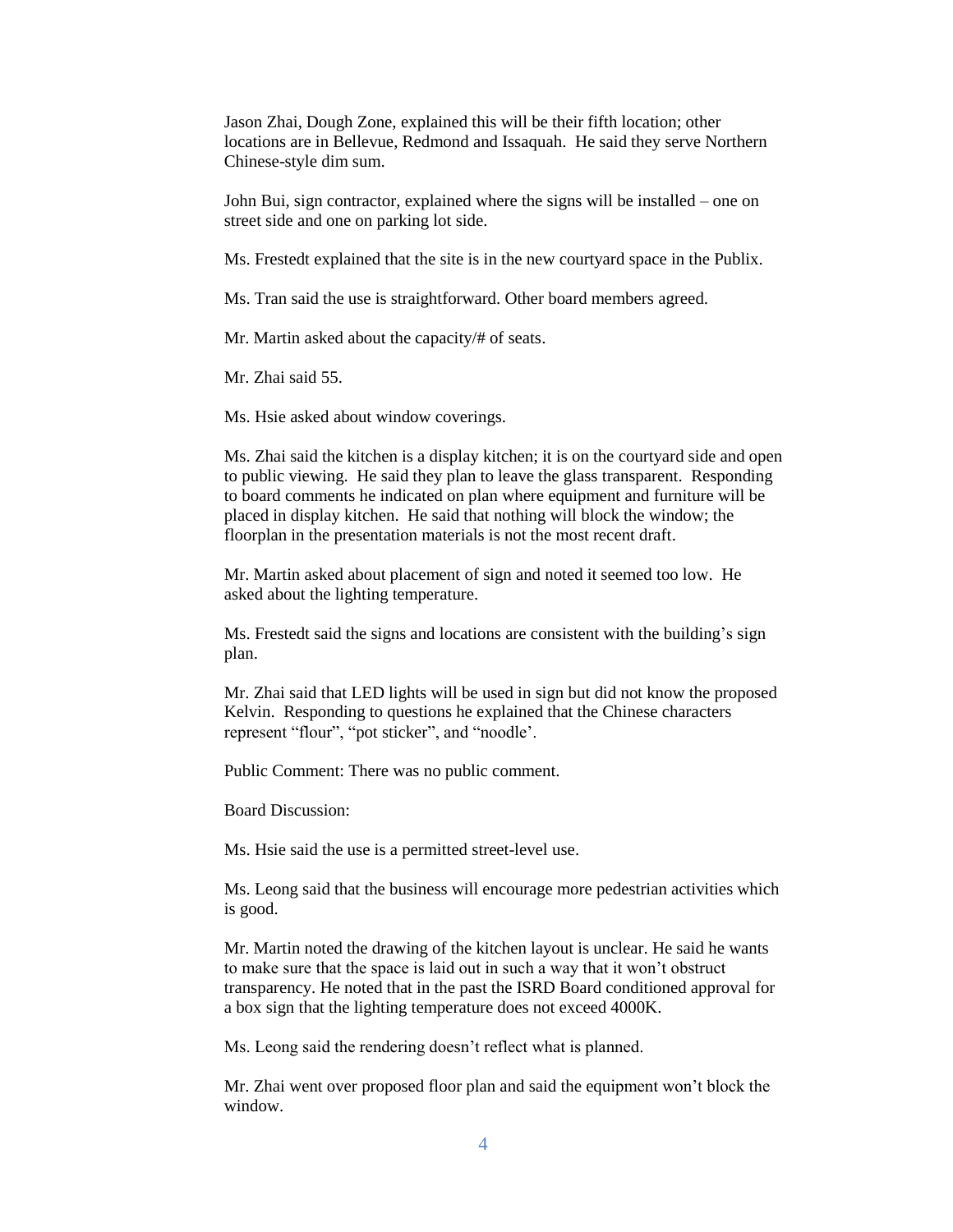Jason Zhai, Dough Zone, explained this will be their fifth location; other locations are in Bellevue, Redmond and Issaquah. He said they serve Northern Chinese-style dim sum.

John Bui, sign contractor, explained where the signs will be installed – one on street side and one on parking lot side.

Ms. Frestedt explained that the site is in the new courtyard space in the Publix.

Ms. Tran said the use is straightforward. Other board members agreed.

Mr. Martin asked about the capacity/# of seats.

Mr. Zhai said 55.

Ms. Hsie asked about window coverings.

Ms. Zhai said the kitchen is a display kitchen; it is on the courtyard side and open to public viewing. He said they plan to leave the glass transparent. Responding to board comments he indicated on plan where equipment and furniture will be placed in display kitchen. He said that nothing will block the window; the floorplan in the presentation materials is not the most recent draft.

Mr. Martin asked about placement of sign and noted it seemed too low. He asked about the lighting temperature.

Ms. Frestedt said the signs and locations are consistent with the building's sign plan.

Mr. Zhai said that LED lights will be used in sign but did not know the proposed Kelvin. Responding to questions he explained that the Chinese characters represent "flour", "pot sticker", and "noodle'.

Public Comment: There was no public comment.

Board Discussion:

Ms. Hsie said the use is a permitted street-level use.

Ms. Leong said that the business will encourage more pedestrian activities which is good.

Mr. Martin noted the drawing of the kitchen layout is unclear. He said he wants to make sure that the space is laid out in such a way that it won't obstruct transparency. He noted that in the past the ISRD Board conditioned approval for a box sign that the lighting temperature does not exceed 4000K.

Ms. Leong said the rendering doesn't reflect what is planned.

Mr. Zhai went over proposed floor plan and said the equipment won't block the window.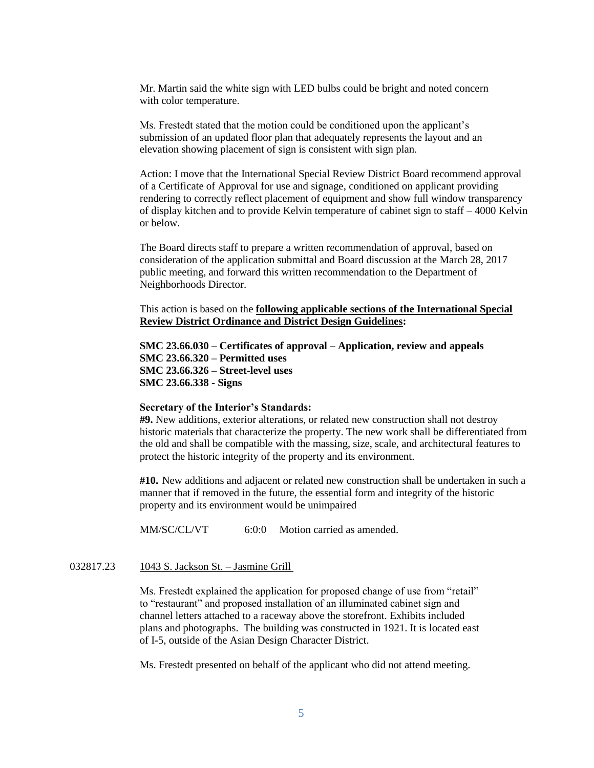Mr. Martin said the white sign with LED bulbs could be bright and noted concern with color temperature.

Ms. Frestedt stated that the motion could be conditioned upon the applicant's submission of an updated floor plan that adequately represents the layout and an elevation showing placement of sign is consistent with sign plan.

Action: I move that the International Special Review District Board recommend approval of a Certificate of Approval for use and signage, conditioned on applicant providing rendering to correctly reflect placement of equipment and show full window transparency of display kitchen and to provide Kelvin temperature of cabinet sign to staff – 4000 Kelvin or below.

The Board directs staff to prepare a written recommendation of approval, based on consideration of the application submittal and Board discussion at the March 28, 2017 public meeting, and forward this written recommendation to the Department of Neighborhoods Director.

This action is based on the **following applicable sections of the International Special Review District Ordinance and District Design Guidelines:**

**SMC 23.66.030 – Certificates of approval – Application, review and appeals**
**SMC 23.66.320 – Permitted uses**
**SMC 23.66.326 – Street-level uses**
**SMC 23.66.338 - Signs**

**Secretary of the Interior's Standards:**
**#9.** New additions, exterior alterations, or related new construction shall not destroy historic materials that characterize the property. The new work shall be differentiated from the old and shall be compatible with the massing, size, scale, and architectural features to protect the historic integrity of the property and its environment.

**#10.** New additions and adjacent or related new construction shall be undertaken in such a manner that if removed in the future, the essential form and integrity of the historic property and its environment would be unimpaired

MM/SC/CL/VT 6:0:0 Motion carried as amended.

032817.23 1043 S. Jackson St. – Jasmine Grill

Ms. Frestedt explained the application for proposed change of use from "retail" to "restaurant" and proposed installation of an illuminated cabinet sign and channel letters attached to a raceway above the storefront. Exhibits included plans and photographs. The building was constructed in 1921. It is located east of I-5, outside of the Asian Design Character District.

Ms. Frestedt presented on behalf of the applicant who did not attend meeting.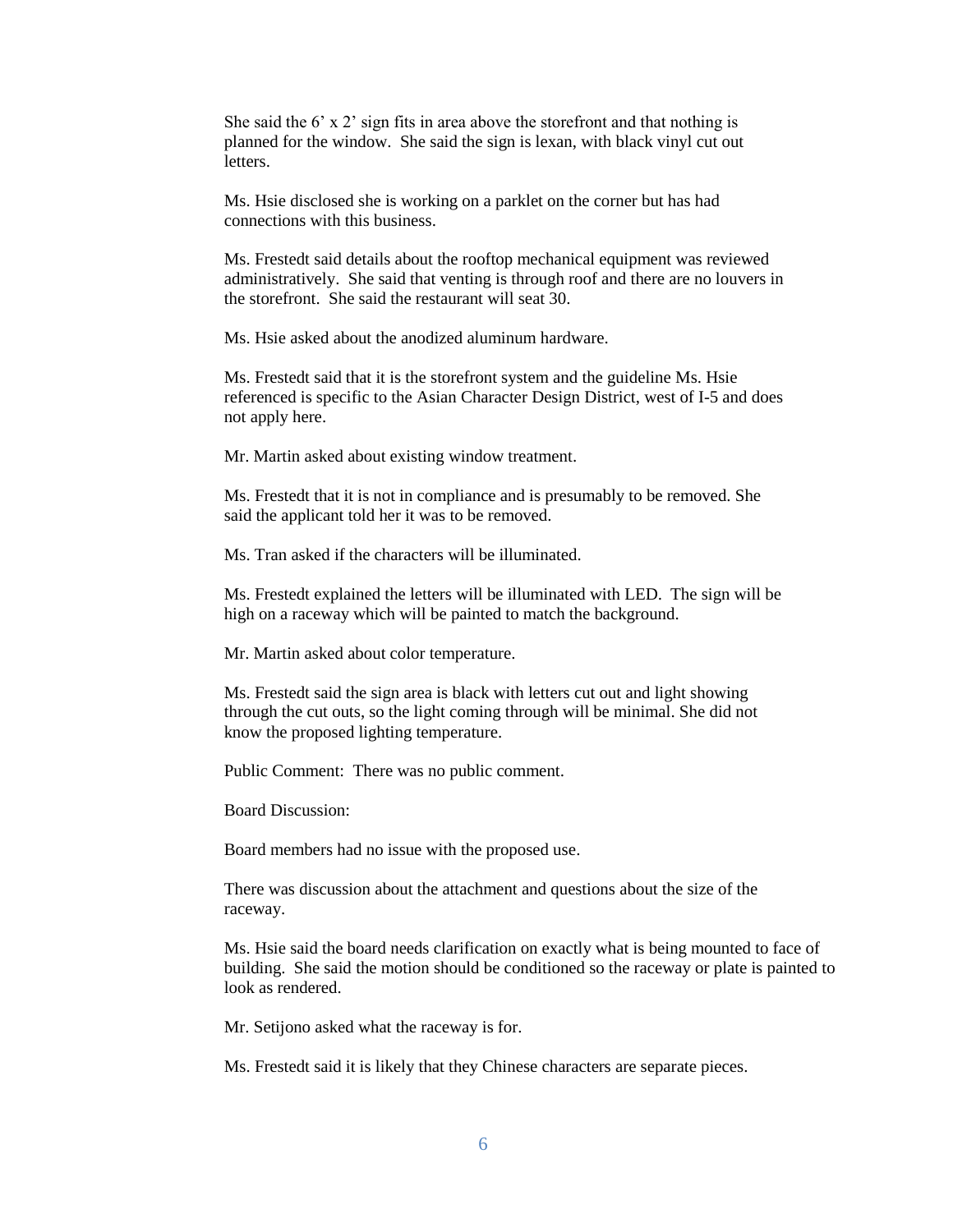She said the 6' x 2' sign fits in area above the storefront and that nothing is planned for the window. She said the sign is lexan, with black vinyl cut out letters.

Ms. Hsie disclosed she is working on a parklet on the corner but has had connections with this business.

Ms. Frestedt said details about the rooftop mechanical equipment was reviewed administratively. She said that venting is through roof and there are no louvers in the storefront. She said the restaurant will seat 30.

Ms. Hsie asked about the anodized aluminum hardware.

Ms. Frestedt said that it is the storefront system and the guideline Ms. Hsie referenced is specific to the Asian Character Design District, west of I-5 and does not apply here.

Mr. Martin asked about existing window treatment.

Ms. Frestedt that it is not in compliance and is presumably to be removed. She said the applicant told her it was to be removed.

Ms. Tran asked if the characters will be illuminated.

Ms. Frestedt explained the letters will be illuminated with LED. The sign will be high on a raceway which will be painted to match the background.

Mr. Martin asked about color temperature.

Ms. Frestedt said the sign area is black with letters cut out and light showing through the cut outs, so the light coming through will be minimal. She did not know the proposed lighting temperature.

Public Comment: There was no public comment.

Board Discussion:

Board members had no issue with the proposed use.

There was discussion about the attachment and questions about the size of the raceway.

Ms. Hsie said the board needs clarification on exactly what is being mounted to face of building. She said the motion should be conditioned so the raceway or plate is painted to look as rendered.

Mr. Setijono asked what the raceway is for.

Ms. Frestedt said it is likely that they Chinese characters are separate pieces.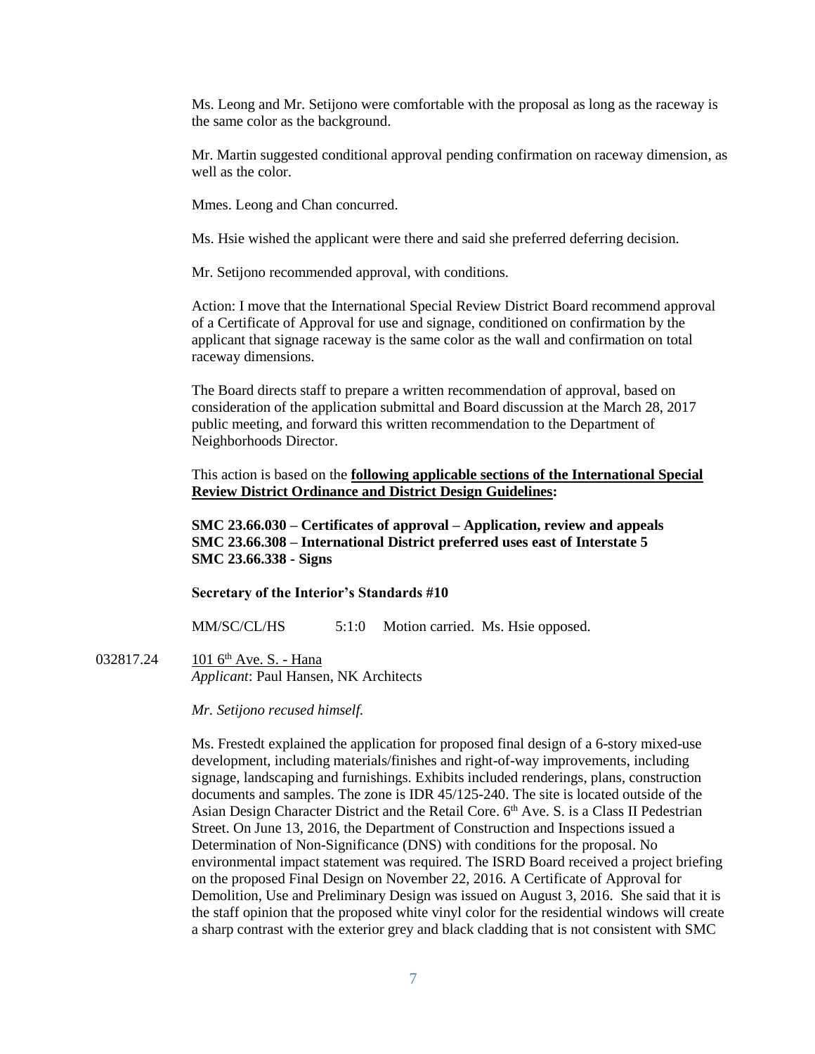Ms. Leong and Mr. Setijono were comfortable with the proposal as long as the raceway is the same color as the background.

Mr. Martin suggested conditional approval pending confirmation on raceway dimension, as well as the color.

Mmes. Leong and Chan concurred.

Ms. Hsie wished the applicant were there and said she preferred deferring decision.

Mr. Setijono recommended approval, with conditions.

Action: I move that the International Special Review District Board recommend approval of a Certificate of Approval for use and signage, conditioned on confirmation by the applicant that signage raceway is the same color as the wall and confirmation on total raceway dimensions.

The Board directs staff to prepare a written recommendation of approval, based on consideration of the application submittal and Board discussion at the March 28, 2017 public meeting, and forward this written recommendation to the Department of Neighborhoods Director.

This action is based on the **following applicable sections of the International Special Review District Ordinance and District Design Guidelines:**

**SMC 23.66.030 – Certificates of approval – Application, review and appeals**
**SMC 23.66.308 – International District preferred uses east of Interstate 5**
**SMC 23.66.338 - Signs**

**Secretary of the Interior's Standards #10**

MM/SC/CL/HS 5:1:0 Motion carried. Ms. Hsie opposed.

032817.24 101 6th Ave. S. - Hana
*Applicant*: Paul Hansen, NK Architects

*Mr. Setijono recused himself.*

Ms. Frestedt explained the application for proposed final design of a 6-story mixed-use development, including materials/finishes and right-of-way improvements, including signage, landscaping and furnishings. Exhibits included renderings, plans, construction documents and samples. The zone is IDR 45/125-240. The site is located outside of the Asian Design Character District and the Retail Core. 6th Ave. S. is a Class II Pedestrian Street. On June 13, 2016, the Department of Construction and Inspections issued a Determination of Non-Significance (DNS) with conditions for the proposal. No environmental impact statement was required. The ISRD Board received a project briefing on the proposed Final Design on November 22, 2016. A Certificate of Approval for Demolition, Use and Preliminary Design was issued on August 3, 2016. She said that it is the staff opinion that the proposed white vinyl color for the residential windows will create a sharp contrast with the exterior grey and black cladding that is not consistent with SMC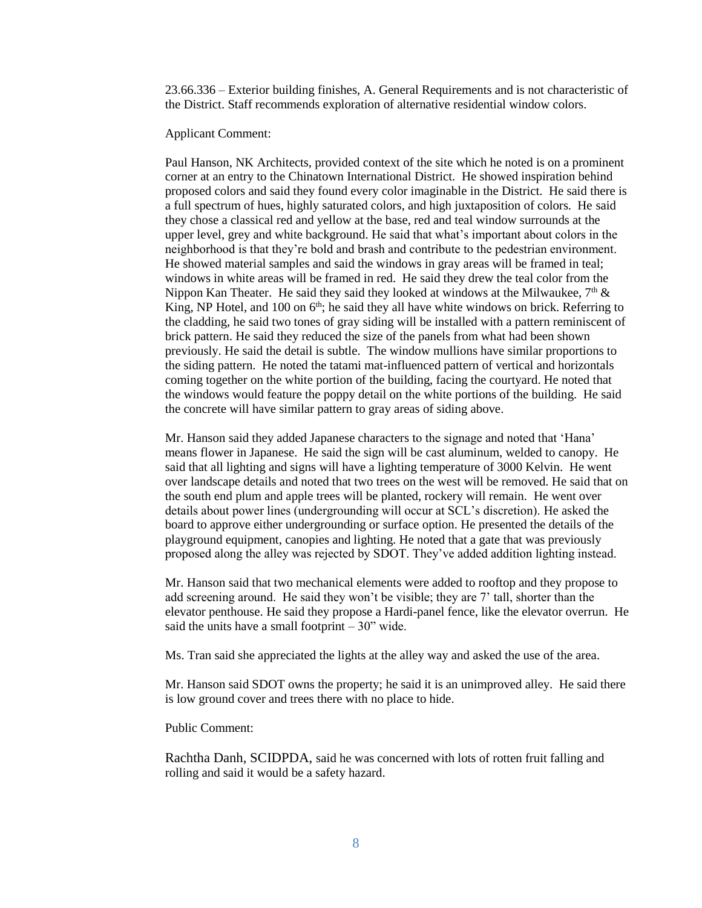23.66.336 – Exterior building finishes, A. General Requirements and is not characteristic of the District. Staff recommends exploration of alternative residential window colors.

Applicant Comment:

Paul Hanson, NK Architects, provided context of the site which he noted is on a prominent corner at an entry to the Chinatown International District. He showed inspiration behind proposed colors and said they found every color imaginable in the District. He said there is a full spectrum of hues, highly saturated colors, and high juxtaposition of colors. He said they chose a classical red and yellow at the base, red and teal window surrounds at the upper level, grey and white background. He said that what's important about colors in the neighborhood is that they're bold and brash and contribute to the pedestrian environment. He showed material samples and said the windows in gray areas will be framed in teal; windows in white areas will be framed in red. He said they drew the teal color from the Nippon Kan Theater. He said they said they looked at windows at the Milwaukee, 7th & King, NP Hotel, and 100 on 6th; he said they all have white windows on brick. Referring to the cladding, he said two tones of gray siding will be installed with a pattern reminiscent of brick pattern. He said they reduced the size of the panels from what had been shown previously. He said the detail is subtle. The window mullions have similar proportions to the siding pattern. He noted the tatami mat-influenced pattern of vertical and horizontals coming together on the white portion of the building, facing the courtyard. He noted that the windows would feature the poppy detail on the white portions of the building. He said the concrete will have similar pattern to gray areas of siding above.

Mr. Hanson said they added Japanese characters to the signage and noted that 'Hana' means flower in Japanese. He said the sign will be cast aluminum, welded to canopy. He said that all lighting and signs will have a lighting temperature of 3000 Kelvin. He went over landscape details and noted that two trees on the west will be removed. He said that on the south end plum and apple trees will be planted, rockery will remain. He went over details about power lines (undergrounding will occur at SCL's discretion). He asked the board to approve either undergrounding or surface option. He presented the details of the playground equipment, canopies and lighting. He noted that a gate that was previously proposed along the alley was rejected by SDOT. They've added addition lighting instead.

Mr. Hanson said that two mechanical elements were added to rooftop and they propose to add screening around. He said they won't be visible; they are 7' tall, shorter than the elevator penthouse. He said they propose a Hardi-panel fence, like the elevator overrun. He said the units have a small footprint – 30" wide.

Ms. Tran said she appreciated the lights at the alley way and asked the use of the area.

Mr. Hanson said SDOT owns the property; he said it is an unimproved alley. He said there is low ground cover and trees there with no place to hide.

Public Comment:

Rachtha Danh, SCIDPDA, said he was concerned with lots of rotten fruit falling and rolling and said it would be a safety hazard.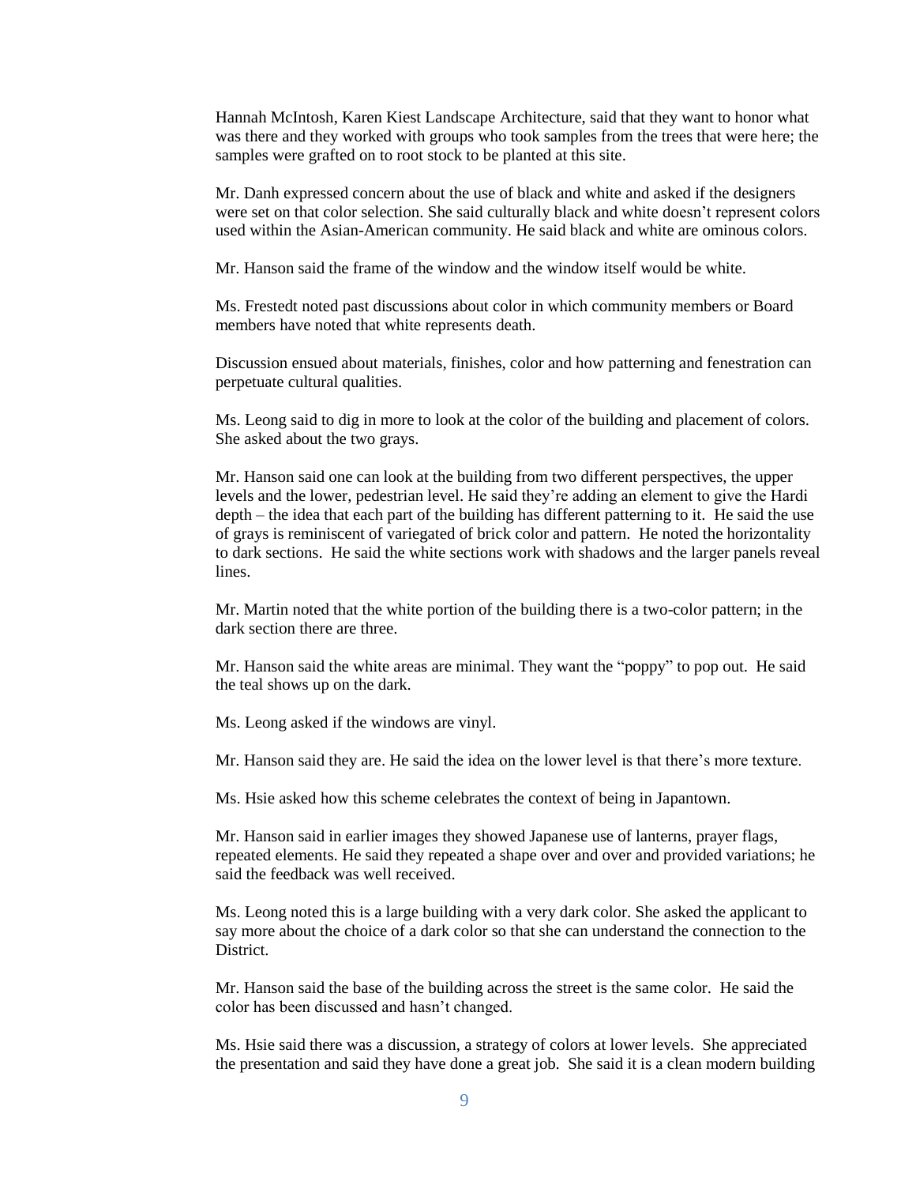Hannah McIntosh, Karen Kiest Landscape Architecture, said that they want to honor what was there and they worked with groups who took samples from the trees that were here; the samples were grafted on to root stock to be planted at this site.

Mr. Danh expressed concern about the use of black and white and asked if the designers were set on that color selection. She said culturally black and white doesn't represent colors used within the Asian-American community. He said black and white are ominous colors.

Mr. Hanson said the frame of the window and the window itself would be white.

Ms. Frestedt noted past discussions about color in which community members or Board members have noted that white represents death.

Discussion ensued about materials, finishes, color and how patterning and fenestration can perpetuate cultural qualities.

Ms. Leong said to dig in more to look at the color of the building and placement of colors. She asked about the two grays.

Mr. Hanson said one can look at the building from two different perspectives, the upper levels and the lower, pedestrian level. He said they're adding an element to give the Hardi depth – the idea that each part of the building has different patterning to it. He said the use of grays is reminiscent of variegated of brick color and pattern. He noted the horizontality to dark sections. He said the white sections work with shadows and the larger panels reveal lines.

Mr. Martin noted that the white portion of the building there is a two-color pattern; in the dark section there are three.

Mr. Hanson said the white areas are minimal. They want the "poppy" to pop out. He said the teal shows up on the dark.

Ms. Leong asked if the windows are vinyl.

Mr. Hanson said they are. He said the idea on the lower level is that there's more texture.

Ms. Hsie asked how this scheme celebrates the context of being in Japantown.

Mr. Hanson said in earlier images they showed Japanese use of lanterns, prayer flags, repeated elements. He said they repeated a shape over and over and provided variations; he said the feedback was well received.

Ms. Leong noted this is a large building with a very dark color. She asked the applicant to say more about the choice of a dark color so that she can understand the connection to the District.

Mr. Hanson said the base of the building across the street is the same color. He said the color has been discussed and hasn't changed.

Ms. Hsie said there was a discussion, a strategy of colors at lower levels. She appreciated the presentation and said they have done a great job. She said it is a clean modern building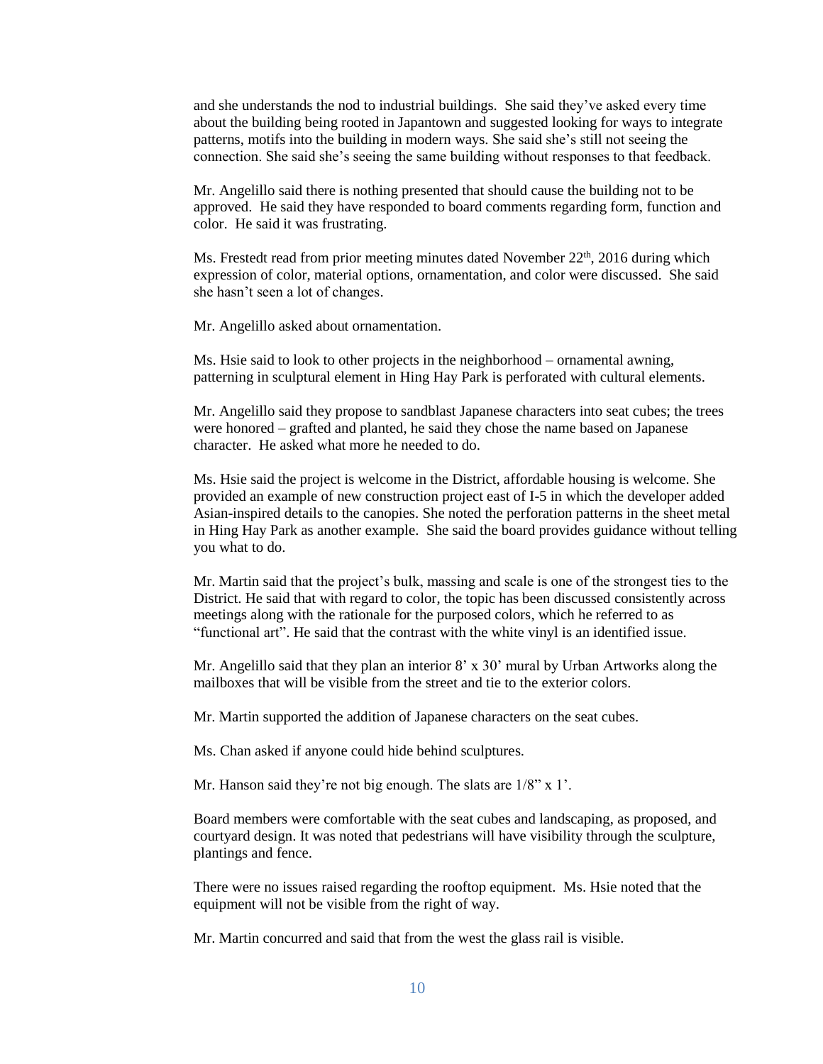and she understands the nod to industrial buildings. She said they've asked every time about the building being rooted in Japantown and suggested looking for ways to integrate patterns, motifs into the building in modern ways. She said she's still not seeing the connection. She said she's seeing the same building without responses to that feedback.

Mr. Angelillo said there is nothing presented that should cause the building not to be approved. He said they have responded to board comments regarding form, function and color. He said it was frustrating.

Ms. Frestedt read from prior meeting minutes dated November 22nd, 2016 during which expression of color, material options, ornamentation, and color were discussed. She said she hasn't seen a lot of changes.

Mr. Angelillo asked about ornamentation.

Ms. Hsie said to look to other projects in the neighborhood – ornamental awning, patterning in sculptural element in Hing Hay Park is perforated with cultural elements.

Mr. Angelillo said they propose to sandblast Japanese characters into seat cubes; the trees were honored – grafted and planted, he said they chose the name based on Japanese character. He asked what more he needed to do.

Ms. Hsie said the project is welcome in the District, affordable housing is welcome. She provided an example of new construction project east of I-5 in which the developer added Asian-inspired details to the canopies. She noted the perforation patterns in the sheet metal in Hing Hay Park as another example. She said the board provides guidance without telling you what to do.

Mr. Martin said that the project's bulk, massing and scale is one of the strongest ties to the District. He said that with regard to color, the topic has been discussed consistently across meetings along with the rationale for the purposed colors, which he referred to as "functional art". He said that the contrast with the white vinyl is an identified issue.

Mr. Angelillo said that they plan an interior 8' x 30' mural by Urban Artworks along the mailboxes that will be visible from the street and tie to the exterior colors.

Mr. Martin supported the addition of Japanese characters on the seat cubes.

Ms. Chan asked if anyone could hide behind sculptures.

Mr. Hanson said they're not big enough. The slats are 1/8" x 1'.

Board members were comfortable with the seat cubes and landscaping, as proposed, and courtyard design. It was noted that pedestrians will have visibility through the sculpture, plantings and fence.

There were no issues raised regarding the rooftop equipment. Ms. Hsie noted that the equipment will not be visible from the right of way.

Mr. Martin concurred and said that from the west the glass rail is visible.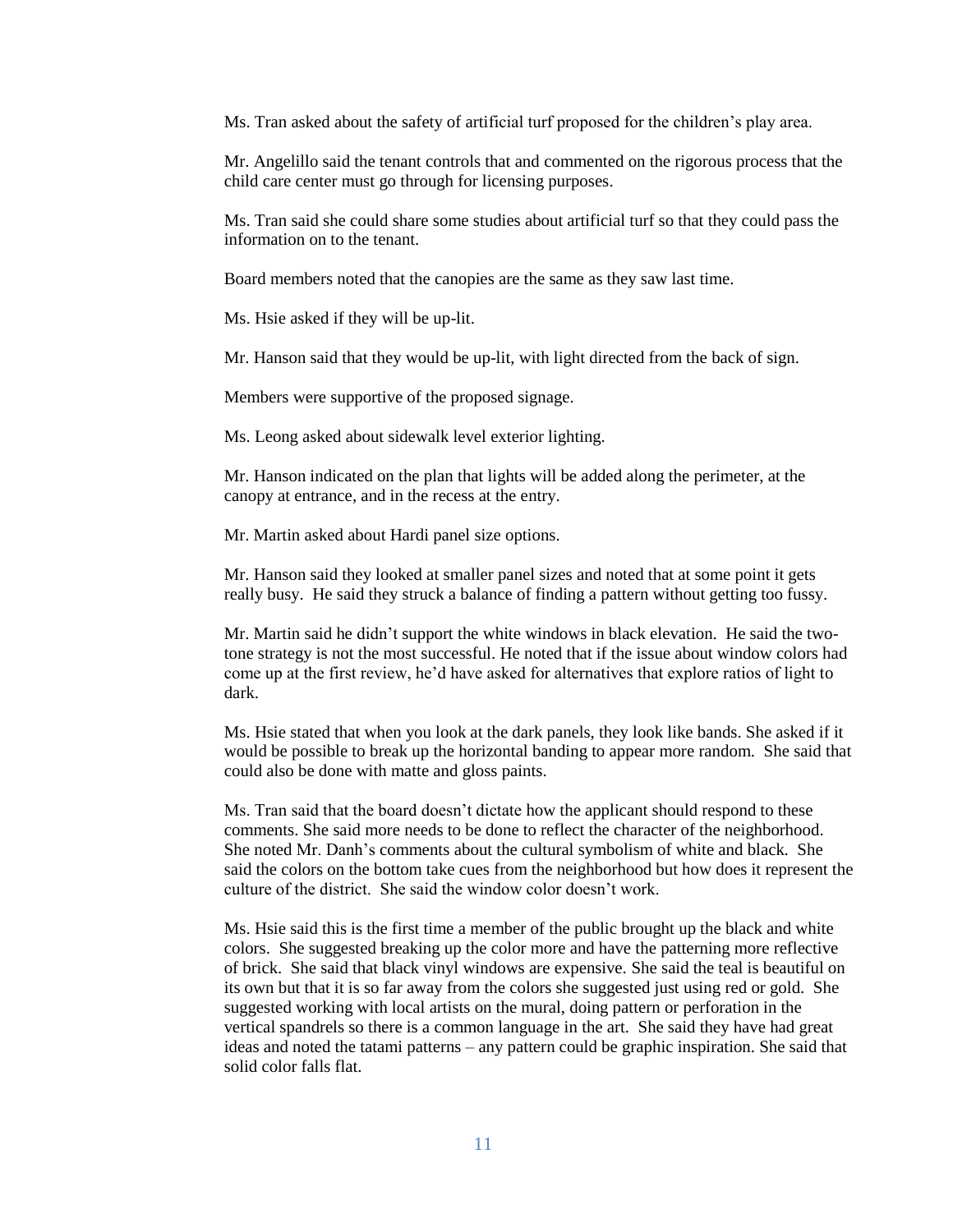Ms. Tran asked about the safety of artificial turf proposed for the children's play area.

Mr. Angelillo said the tenant controls that and commented on the rigorous process that the child care center must go through for licensing purposes.

Ms. Tran said she could share some studies about artificial turf so that they could pass the information on to the tenant.

Board members noted that the canopies are the same as they saw last time.

Ms. Hsie asked if they will be up-lit.

Mr. Hanson said that they would be up-lit, with light directed from the back of sign.

Members were supportive of the proposed signage.

Ms. Leong asked about sidewalk level exterior lighting.

Mr. Hanson indicated on the plan that lights will be added along the perimeter, at the canopy at entrance, and in the recess at the entry.

Mr. Martin asked about Hardi panel size options.

Mr. Hanson said they looked at smaller panel sizes and noted that at some point it gets really busy. He said they struck a balance of finding a pattern without getting too fussy.

Mr. Martin said he didn't support the white windows in black elevation. He said the two-tone strategy is not the most successful. He noted that if the issue about window colors had come up at the first review, he'd have asked for alternatives that explore ratios of light to dark.

Ms. Hsie stated that when you look at the dark panels, they look like bands. She asked if it would be possible to break up the horizontal banding to appear more random. She said that could also be done with matte and gloss paints.

Ms. Tran said that the board doesn't dictate how the applicant should respond to these comments. She said more needs to be done to reflect the character of the neighborhood. She noted Mr. Danh's comments about the cultural symbolism of white and black. She said the colors on the bottom take cues from the neighborhood but how does it represent the culture of the district. She said the window color doesn't work.

Ms. Hsie said this is the first time a member of the public brought up the black and white colors. She suggested breaking up the color more and have the patterning more reflective of brick. She said that black vinyl windows are expensive. She said the teal is beautiful on its own but that it is so far away from the colors she suggested just using red or gold. She suggested working with local artists on the mural, doing pattern or perforation in the vertical spandrels so there is a common language in the art. She said they have had great ideas and noted the tatami patterns – any pattern could be graphic inspiration. She said that solid color falls flat.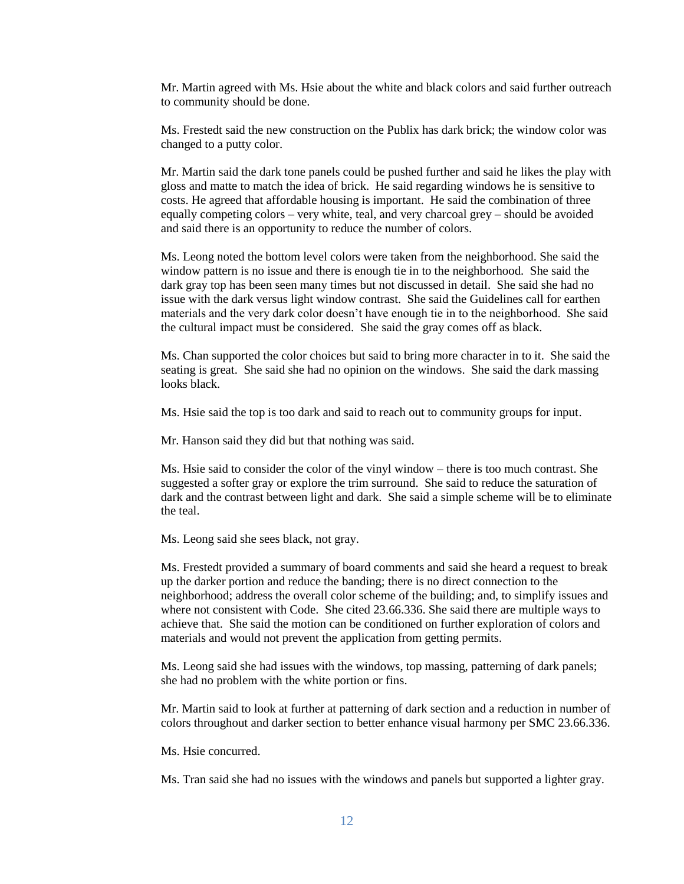Mr. Martin agreed with Ms. Hsie about the white and black colors and said further outreach to community should be done.

Ms. Frestedt said the new construction on the Publix has dark brick; the window color was changed to a putty color.

Mr. Martin said the dark tone panels could be pushed further and said he likes the play with gloss and matte to match the idea of brick. He said regarding windows he is sensitive to costs. He agreed that affordable housing is important. He said the combination of three equally competing colors – very white, teal, and very charcoal grey – should be avoided and said there is an opportunity to reduce the number of colors.

Ms. Leong noted the bottom level colors were taken from the neighborhood. She said the window pattern is no issue and there is enough tie in to the neighborhood. She said the dark gray top has been seen many times but not discussed in detail. She said she had no issue with the dark versus light window contrast. She said the Guidelines call for earthen materials and the very dark color doesn't have enough tie in to the neighborhood. She said the cultural impact must be considered. She said the gray comes off as black.

Ms. Chan supported the color choices but said to bring more character in to it. She said the seating is great. She said she had no opinion on the windows. She said the dark massing looks black.

Ms. Hsie said the top is too dark and said to reach out to community groups for input.

Mr. Hanson said they did but that nothing was said.

Ms. Hsie said to consider the color of the vinyl window – there is too much contrast. She suggested a softer gray or explore the trim surround. She said to reduce the saturation of dark and the contrast between light and dark. She said a simple scheme will be to eliminate the teal.

Ms. Leong said she sees black, not gray.

Ms. Frestedt provided a summary of board comments and said she heard a request to break up the darker portion and reduce the banding; there is no direct connection to the neighborhood; address the overall color scheme of the building; and, to simplify issues and where not consistent with Code. She cited 23.66.336. She said there are multiple ways to achieve that. She said the motion can be conditioned on further exploration of colors and materials and would not prevent the application from getting permits.

Ms. Leong said she had issues with the windows, top massing, patterning of dark panels; she had no problem with the white portion or fins.

Mr. Martin said to look at further at patterning of dark section and a reduction in number of colors throughout and darker section to better enhance visual harmony per SMC 23.66.336.

Ms. Hsie concurred.

Ms. Tran said she had no issues with the windows and panels but supported a lighter gray.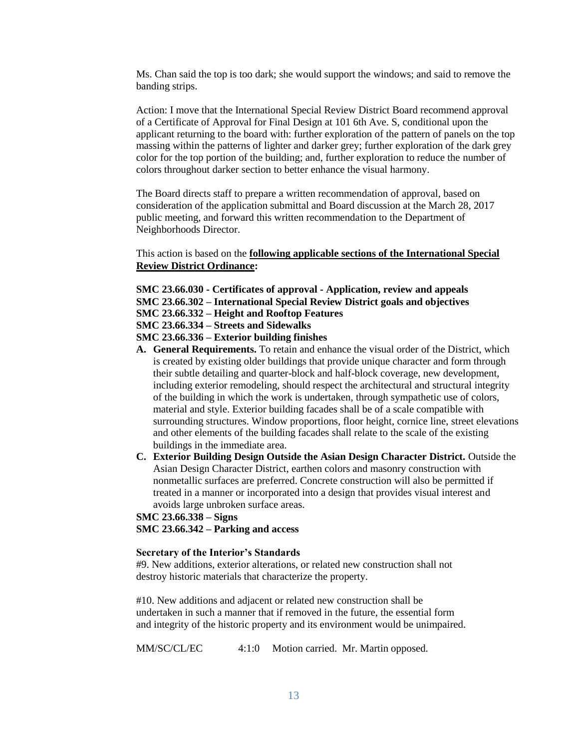Ms. Chan said the top is too dark; she would support the windows; and said to remove the banding strips.

Action: I move that the International Special Review District Board recommend approval of a Certificate of Approval for Final Design at 101 6th Ave. S, conditional upon the applicant returning to the board with: further exploration of the pattern of panels on the top massing within the patterns of lighter and darker grey; further exploration of the dark grey color for the top portion of the building; and, further exploration to reduce the number of colors throughout darker section to better enhance the visual harmony.

The Board directs staff to prepare a written recommendation of approval, based on consideration of the application submittal and Board discussion at the March 28, 2017 public meeting, and forward this written recommendation to the Department of Neighborhoods Director.

This action is based on the **following applicable sections of the International Special Review District Ordinance:**

**SMC 23.66.030 - Certificates of approval - Application, review and appeals**
**SMC 23.66.302 – International Special Review District goals and objectives**
**SMC 23.66.332 – Height and Rooftop Features**
**SMC 23.66.334 – Streets and Sidewalks**
**SMC 23.66.336 – Exterior building finishes**

**A. General Requirements.** To retain and enhance the visual order of the District, which is created by existing older buildings that provide unique character and form through their subtle detailing and quarter-block and half-block coverage, new development, including exterior remodeling, should respect the architectural and structural integrity of the building in which the work is undertaken, through sympathetic use of colors, material and style. Exterior building facades shall be of a scale compatible with surrounding structures. Window proportions, floor height, cornice line, street elevations and other elements of the building facades shall relate to the scale of the existing buildings in the immediate area.

**C. Exterior Building Design Outside the Asian Design Character District.** Outside the Asian Design Character District, earthen colors and masonry construction with nonmetallic surfaces are preferred. Concrete construction will also be permitted if treated in a manner or incorporated into a design that provides visual interest and avoids large unbroken surface areas.

**SMC 23.66.338 – Signs**
**SMC 23.66.342 – Parking and access**

**Secretary of the Interior's Standards**

#9. New additions, exterior alterations, or related new construction shall not destroy historic materials that characterize the property.

#10. New additions and adjacent or related new construction shall be undertaken in such a manner that if removed in the future, the essential form and integrity of the historic property and its environment would be unimpaired.

MM/SC/CL/EC 4:1:0 Motion carried. Mr. Martin opposed.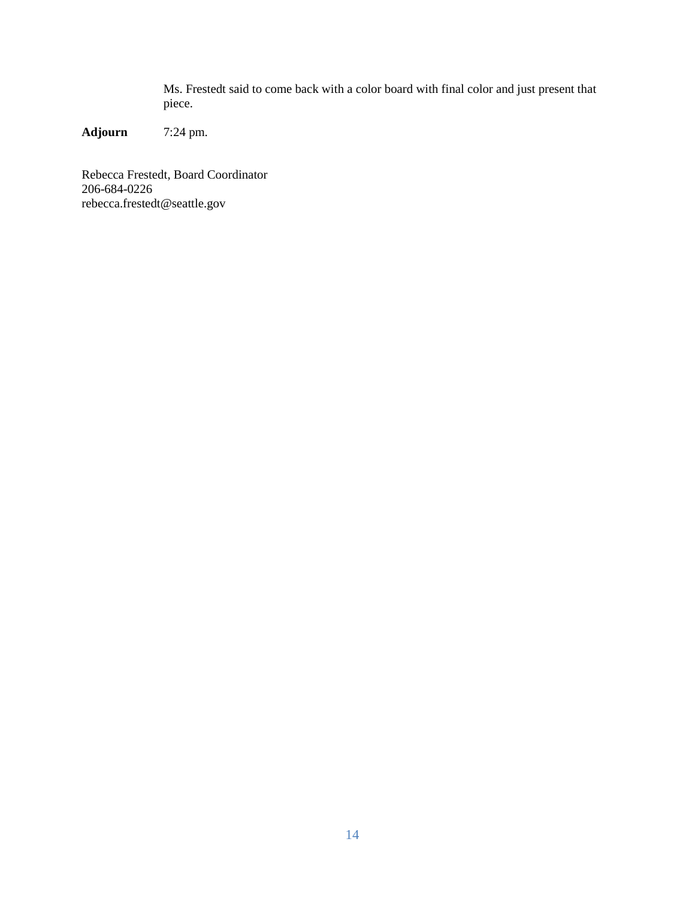Ms. Frestedt said to come back with a color board with final color and just present that piece.

**Adjourn** 7:24 pm.

Rebecca Frestedt, Board Coordinator
206-684-0226
rebecca.frestedt@seattle.gov